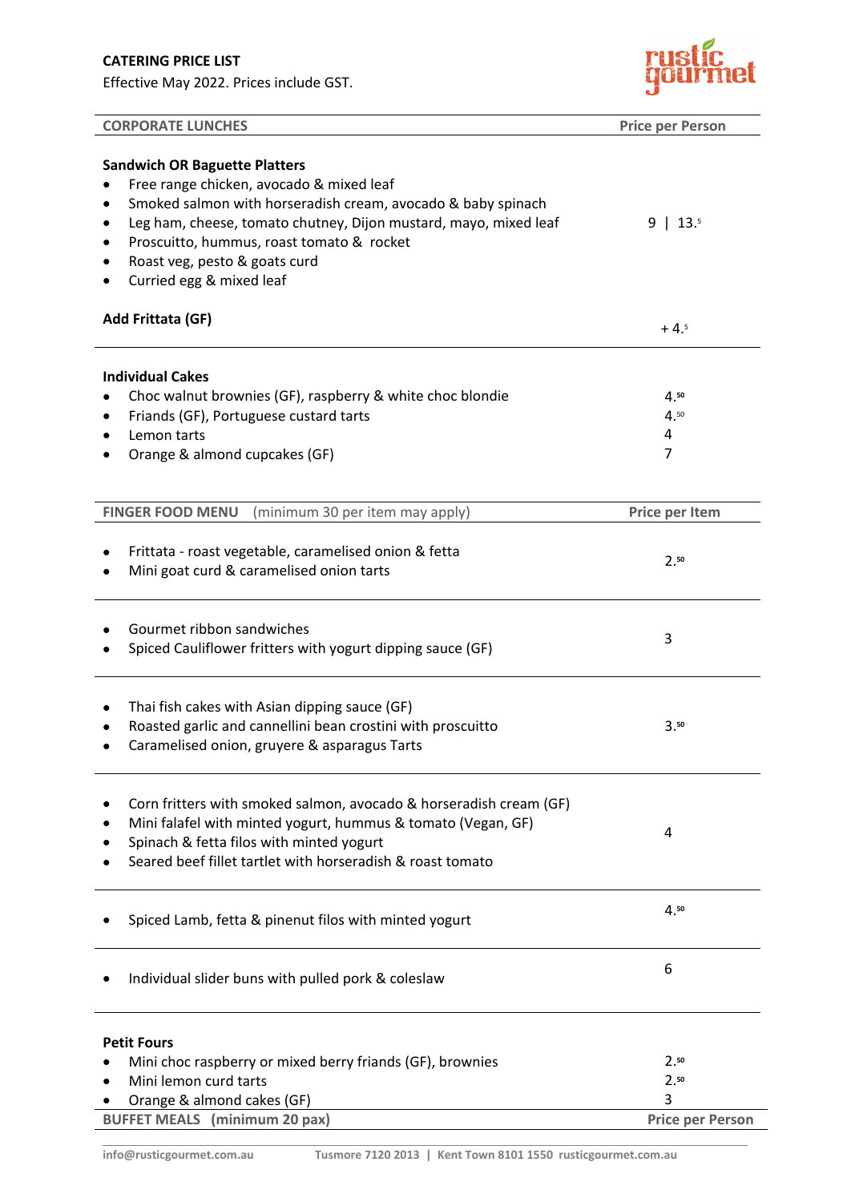**CATERING PRICE LIST**

Effective May 2022. Prices include GST.

| CORPORATE LUNCHES | Price per Person |
|---|---|
| **Sandwich OR Baguette Platters** | |
| • Free range chicken, avocado & mixed leaf<br>• Smoked salmon with horseradish cream, avocado & baby spinach<br>• Leg ham, cheese, tomato chutney, Dijon mustard, mayo, mixed leaf<br>• Proscuitto, hummus, roast tomato & rocket<br>• Roast veg, pesto & goats curd<br>• Curried egg & mixed leaf | 9 \| 13.5 |
| **Add Frittata (GF)** | + 4.5 |
| **Individual Cakes** | |
| • Choc walnut brownies (GF), raspberry & white choc blondie | 4.50 |
| • Friands (GF), Portuguese custard tarts | 4.50 |
| • Lemon tarts | 4 |
| • Orange & almond cupcakes (GF) | 7 |

| FINGER FOOD MENU (minimum 30 per item may apply) | Price per Item |
|---|---|
| • Frittata - roast vegetable, caramelised onion & fetta<br>• Mini goat curd & caramelised onion tarts | 2.50 |
| • Gourmet ribbon sandwiches<br>• Spiced Cauliflower fritters with yogurt dipping sauce (GF) | 3 |
| • Thai fish cakes with Asian dipping sauce (GF)<br>• Roasted garlic and cannellini bean crostini with proscuitto<br>• Caramelised onion, gruyere & asparagus Tarts | 3.50 |
| • Corn fritters with smoked salmon, avocado & horseradish cream (GF)<br>• Mini falafel with minted yogurt, hummus & tomato (Vegan, GF)<br>• Spinach & fetta filos with minted yogurt<br>• Seared beef fillet tartlet with horseradish & roast tomato | 4 |
| • Spiced Lamb, fetta & pinenut filos with minted yogurt | 4.50 |
| • Individual slider buns with pulled pork & coleslaw | 6 |
| **Petit Fours** | |
| • Mini choc raspberry or mixed berry friands (GF), brownies | 2.50 |
| • Mini lemon curd tarts | 2.50 |
| • Orange & almond cakes (GF) | 3 |

| BUFFET MEALS (minimum 20 pax) | Price per Person |
|---|---|

info@rusticgourmet.com.au Tusmore 7120 2013 | Kent Town 8101 1550 rusticgourmet.com.au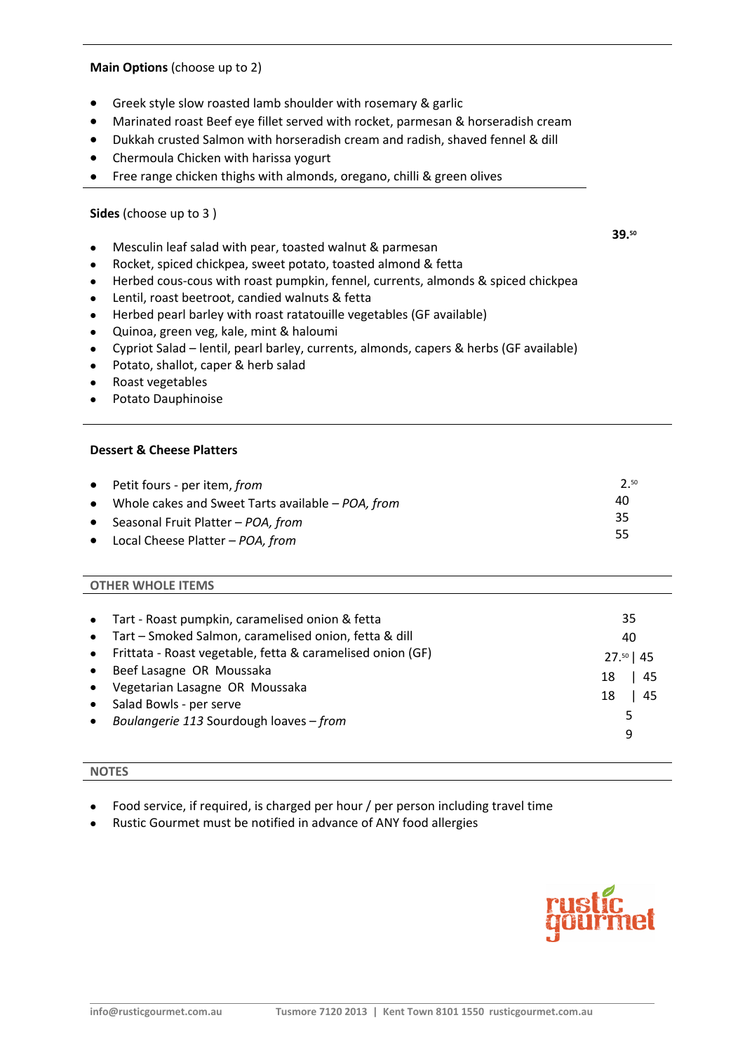**Main Options** (choose up to 2)

- Greek style slow roasted lamb shoulder with rosemary & garlic
- Marinated roast Beef eye fillet served with rocket, parmesan & horseradish cream
- Dukkah crusted Salmon with horseradish cream and radish, shaved fennel & dill
- Chermoula Chicken with harissa yogurt
- Free range chicken thighs with almonds, oregano, chilli & green olives

**Sides** (choose up to 3 )

39.50

- Mesculin leaf salad with pear, toasted walnut & parmesan
- Rocket, spiced chickpea, sweet potato, toasted almond & fetta
- Herbed cous-cous with roast pumpkin, fennel, currents, almonds & spiced chickpea
- Lentil, roast beetroot, candied walnuts & fetta
- Herbed pearl barley with roast ratatouille vegetables (GF available)
- Quinoa, green veg, kale, mint & haloumi
- Cypriot Salad – lentil, pearl barley, currents, almonds, capers & herbs (GF available)
- Potato, shallot, caper & herb salad
- Roast vegetables
- Potato Dauphinoise

**Dessert & Cheese Platters**

| | |
|---|---|
| Petit fours - per item, *from* | 2.50 |
| Whole cakes and Sweet Tarts available – *POA, from* | 40 |
| Seasonal Fruit Platter – *POA, from* | 35 |
| Local Cheese Platter – *POA, from* | 55 |

**OTHER WHOLE ITEMS**

| | |
|---|---|
| Tart - Roast pumpkin, caramelised onion & fetta | 35 |
| Tart – Smoked Salmon, caramelised onion, fetta & dill | 40 |
| Frittata - Roast vegetable, fetta & caramelised onion (GF) | 27.50 \| 45 |
| Beef Lasagne OR Moussaka | 18 \| 45 |
| Vegetarian Lasagne OR Moussaka | 18 \| 45 |
| Salad Bowls - per serve | 5 |
| *Boulangerie 113* Sourdough loaves – *from* | 9 |

**NOTES**

- Food service, if required, is charged per hour / per person including travel time
- Rustic Gourmet must be notified in advance of ANY food allergies

rustic gourmet

info@rusticgourmet.com.au Tusmore 7120 2013 | Kent Town 8101 1550 rusticgourmet.com.au